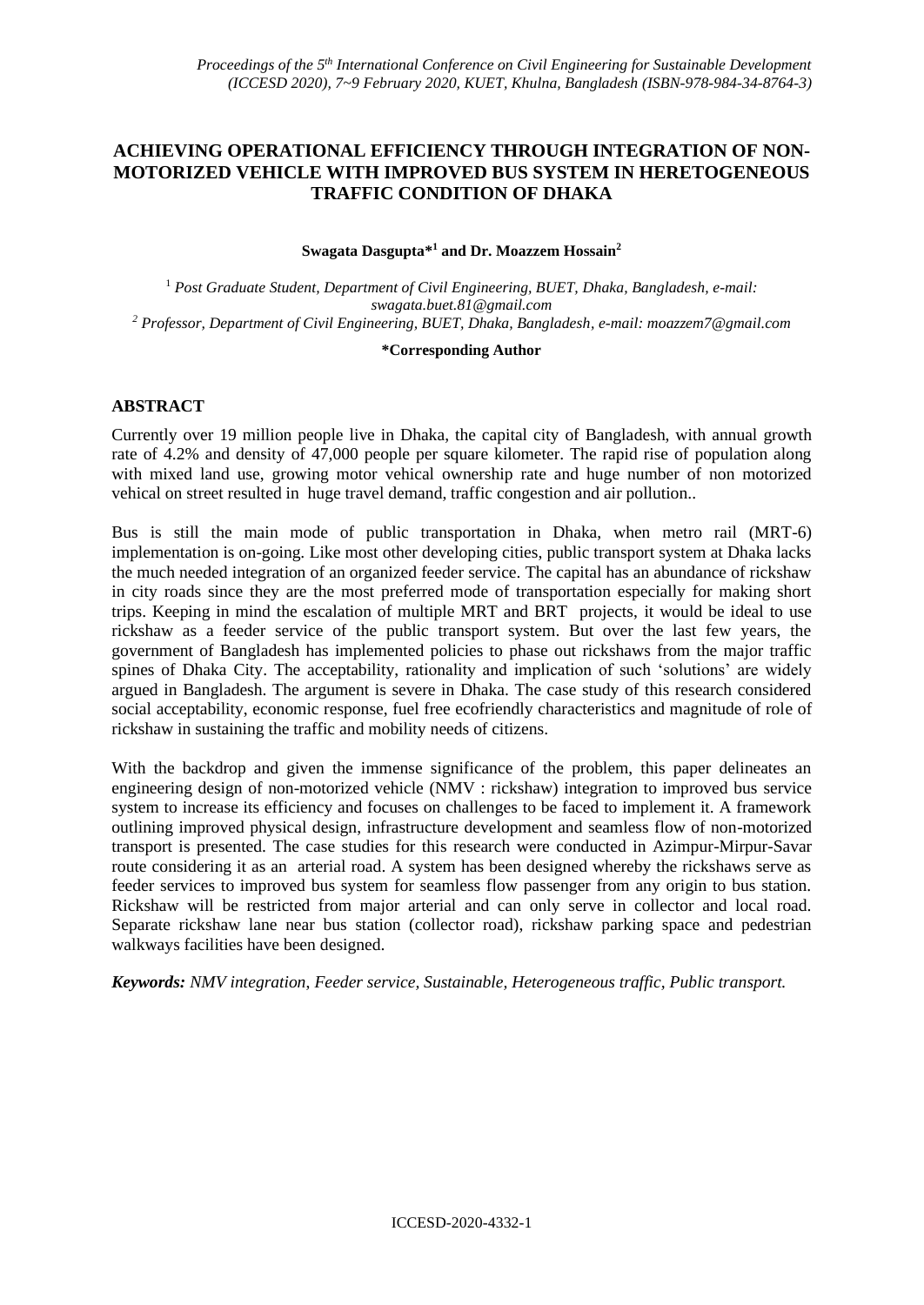# ACHIEVING OPERATIONAL EFFICIENCY THROUGH INTEGRATION OF NON-MOTORIZED VEHICLE WITH IMPROVED BUS SYSTEM IN HERETOGENEOUS TRAFFIC CONDITION OF DHAKA

**Swagata Dasgupta*[1] and Dr. Moazzem Hossain[2]**

[1] *Post Graduate Student, Department of Civil Engineering, BUET, Dhaka, Bangladesh, e-mail: swagata.buet.81@gmail.com*

[2] *Professor, Department of Civil Engineering, BUET, Dhaka, Bangladesh, e-mail: moazzem7@gmail.com*

**\*Corresponding Author**

## ABSTRACT

Currently over 19 million people live in Dhaka, the capital city of Bangladesh, with annual growth rate of 4.2% and density of 47,000 people per square kilometer. The rapid rise of population along with mixed land use, growing motor vehical ownership rate and huge number of non motorized vehical on street resulted in huge travel demand, traffic congestion and air pollution..

Bus is still the main mode of public transportation in Dhaka, when metro rail (MRT-6) implementation is on-going. Like most other developing cities, public transport system at Dhaka lacks the much needed integration of an organized feeder service. The capital has an abundance of rickshaw in city roads since they are the most preferred mode of transportation especially for making short trips. Keeping in mind the escalation of multiple MRT and BRT projects, it would be ideal to use rickshaw as a feeder service of the public transport system. But over the last few years, the government of Bangladesh has implemented policies to phase out rickshaws from the major traffic spines of Dhaka City. The acceptability, rationality and implication of such 'solutions' are widely argued in Bangladesh. The argument is severe in Dhaka. The case study of this research considered social acceptability, economic response, fuel free ecofriendly characteristics and magnitude of role of rickshaw in sustaining the traffic and mobility needs of citizens.

With the backdrop and given the immense significance of the problem, this paper delineates an engineering design of non-motorized vehicle (NMV : rickshaw) integration to improved bus service system to increase its efficiency and focuses on challenges to be faced to implement it. A framework outlining improved physical design, infrastructure development and seamless flow of non-motorized transport is presented. The case studies for this research were conducted in Azimpur-Mirpur-Savar route considering it as an arterial road. A system has been designed whereby the rickshaws serve as feeder services to improved bus system for seamless flow passenger from any origin to bus station. Rickshaw will be restricted from major arterial and can only serve in collector and local road. Separate rickshaw lane near bus station (collector road), rickshaw parking space and pedestrian walkways facilities have been designed.

***Keywords:** NMV integration, Feeder service, Sustainable, Heterogeneous traffic, Public transport.*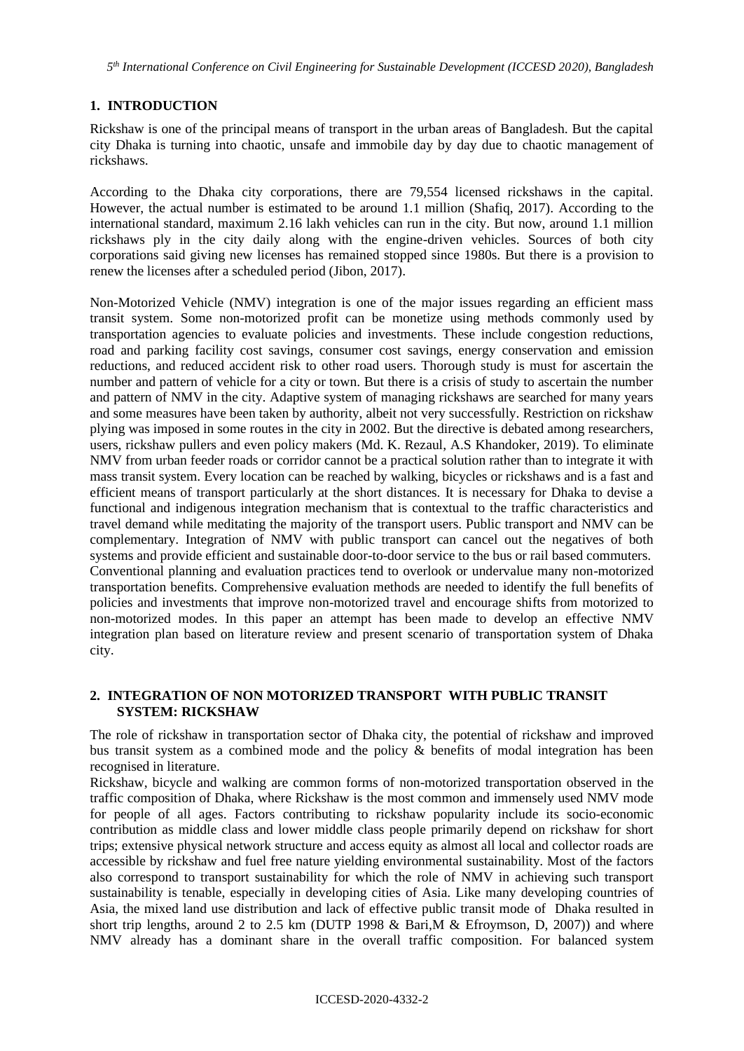## 1. INTRODUCTION

Rickshaw is one of the principal means of transport in the urban areas of Bangladesh. But the capital city Dhaka is turning into chaotic, unsafe and immobile day by day due to chaotic management of rickshaws.

According to the Dhaka city corporations, there are 79,554 licensed rickshaws in the capital. However, the actual number is estimated to be around 1.1 million (Shafiq, 2017). According to the international standard, maximum 2.16 lakh vehicles can run in the city. But now, around 1.1 million rickshaws ply in the city daily along with the engine-driven vehicles. Sources of both city corporations said giving new licenses has remained stopped since 1980s. But there is a provision to renew the licenses after a scheduled period (Jibon, 2017).

Non-Motorized Vehicle (NMV) integration is one of the major issues regarding an efficient mass transit system. Some non-motorized profit can be monetize using methods commonly used by transportation agencies to evaluate policies and investments. These include congestion reductions, road and parking facility cost savings, consumer cost savings, energy conservation and emission reductions, and reduced accident risk to other road users. Thorough study is must for ascertain the number and pattern of vehicle for a city or town. But there is a crisis of study to ascertain the number and pattern of NMV in the city. Adaptive system of managing rickshaws are searched for many years and some measures have been taken by authority, albeit not very successfully. Restriction on rickshaw plying was imposed in some routes in the city in 2002. But the directive is debated among researchers, users, rickshaw pullers and even policy makers (Md. K. Rezaul, A.S Khandoker, 2019). To eliminate NMV from urban feeder roads or corridor cannot be a practical solution rather than to integrate it with mass transit system. Every location can be reached by walking, bicycles or rickshaws and is a fast and efficient means of transport particularly at the short distances. It is necessary for Dhaka to devise a functional and indigenous integration mechanism that is contextual to the traffic characteristics and travel demand while meditating the majority of the transport users. Public transport and NMV can be complementary. Integration of NMV with public transport can cancel out the negatives of both systems and provide efficient and sustainable door-to-door service to the bus or rail based commuters. Conventional planning and evaluation practices tend to overlook or undervalue many non-motorized transportation benefits. Comprehensive evaluation methods are needed to identify the full benefits of policies and investments that improve non-motorized travel and encourage shifts from motorized to non-motorized modes. In this paper an attempt has been made to develop an effective NMV integration plan based on literature review and present scenario of transportation system of Dhaka city.

## 2. INTEGRATION OF NON MOTORIZED TRANSPORT WITH PUBLIC TRANSIT SYSTEM: RICKSHAW

The role of rickshaw in transportation sector of Dhaka city, the potential of rickshaw and improved bus transit system as a combined mode and the policy & benefits of modal integration has been recognised in literature.

Rickshaw, bicycle and walking are common forms of non-motorized transportation observed in the traffic composition of Dhaka, where Rickshaw is the most common and immensely used NMV mode for people of all ages. Factors contributing to rickshaw popularity include its socio-economic contribution as middle class and lower middle class people primarily depend on rickshaw for short trips; extensive physical network structure and access equity as almost all local and collector roads are accessible by rickshaw and fuel free nature yielding environmental sustainability. Most of the factors also correspond to transport sustainability for which the role of NMV in achieving such transport sustainability is tenable, especially in developing cities of Asia. Like many developing countries of Asia, the mixed land use distribution and lack of effective public transit mode of Dhaka resulted in short trip lengths, around 2 to 2.5 km (DUTP 1998 & Bari,M & Efroymson, D, 2007)) and where NMV already has a dominant share in the overall traffic composition. For balanced system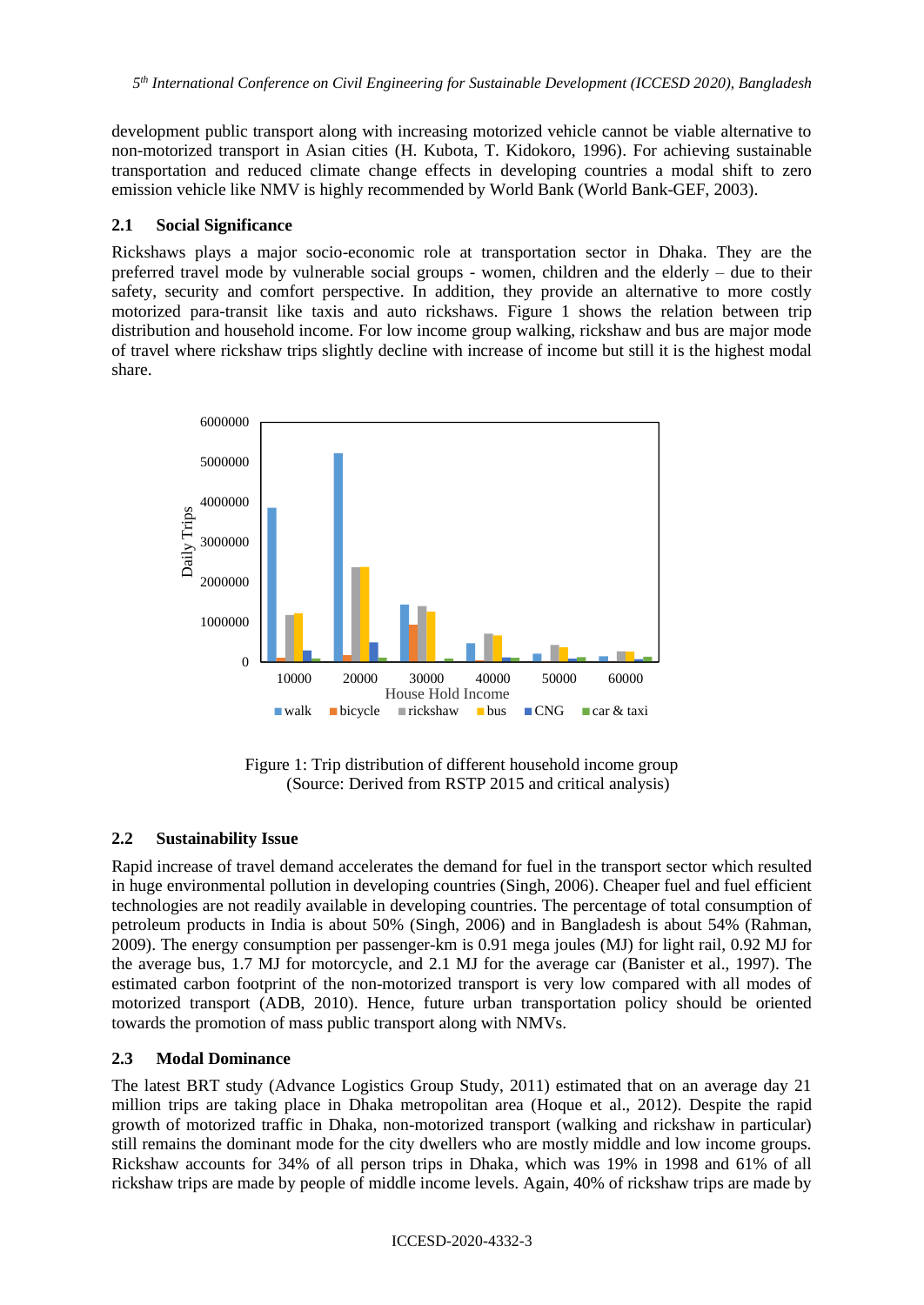development public transport along with increasing motorized vehicle cannot be viable alternative to non-motorized transport in Asian cities (H. Kubota, T. Kidokoro, 1996). For achieving sustainable transportation and reduced climate change effects in developing countries a modal shift to zero emission vehicle like NMV is highly recommended by World Bank (World Bank-GEF, 2003).

### 2.1 Social Significance

Rickshaws plays a major socio-economic role at transportation sector in Dhaka. They are the preferred travel mode by vulnerable social groups - women, children and the elderly – due to their safety, security and comfort perspective. In addition, they provide an alternative to more costly motorized para-transit like taxis and auto rickshaws. Figure 1 shows the relation between trip distribution and household income. For low income group walking, rickshaw and bus are major mode of travel where rickshaw trips slightly decline with increase of income but still it is the highest modal share.

Figure 1: Trip distribution of different household income group
(Source: Derived from RSTP 2015 and critical analysis)

### 2.2 Sustainability Issue

Rapid increase of travel demand accelerates the demand for fuel in the transport sector which resulted in huge environmental pollution in developing countries (Singh, 2006). Cheaper fuel and fuel efficient technologies are not readily available in developing countries. The percentage of total consumption of petroleum products in India is about 50% (Singh, 2006) and in Bangladesh is about 54% (Rahman, 2009). The energy consumption per passenger-km is 0.91 mega joules (MJ) for light rail, 0.92 MJ for the average bus, 1.7 MJ for motorcycle, and 2.1 MJ for the average car (Banister et al., 1997). The estimated carbon footprint of the non-motorized transport is very low compared with all modes of motorized transport (ADB, 2010). Hence, future urban transportation policy should be oriented towards the promotion of mass public transport along with NMVs.

### 2.3 Modal Dominance

The latest BRT study (Advance Logistics Group Study, 2011) estimated that on an average day 21 million trips are taking place in Dhaka metropolitan area (Hoque et al., 2012). Despite the rapid growth of motorized traffic in Dhaka, non-motorized transport (walking and rickshaw in particular) still remains the dominant mode for the city dwellers who are mostly middle and low income groups. Rickshaw accounts for 34% of all person trips in Dhaka, which was 19% in 1998 and 61% of all rickshaw trips are made by people of middle income levels. Again, 40% of rickshaw trips are made by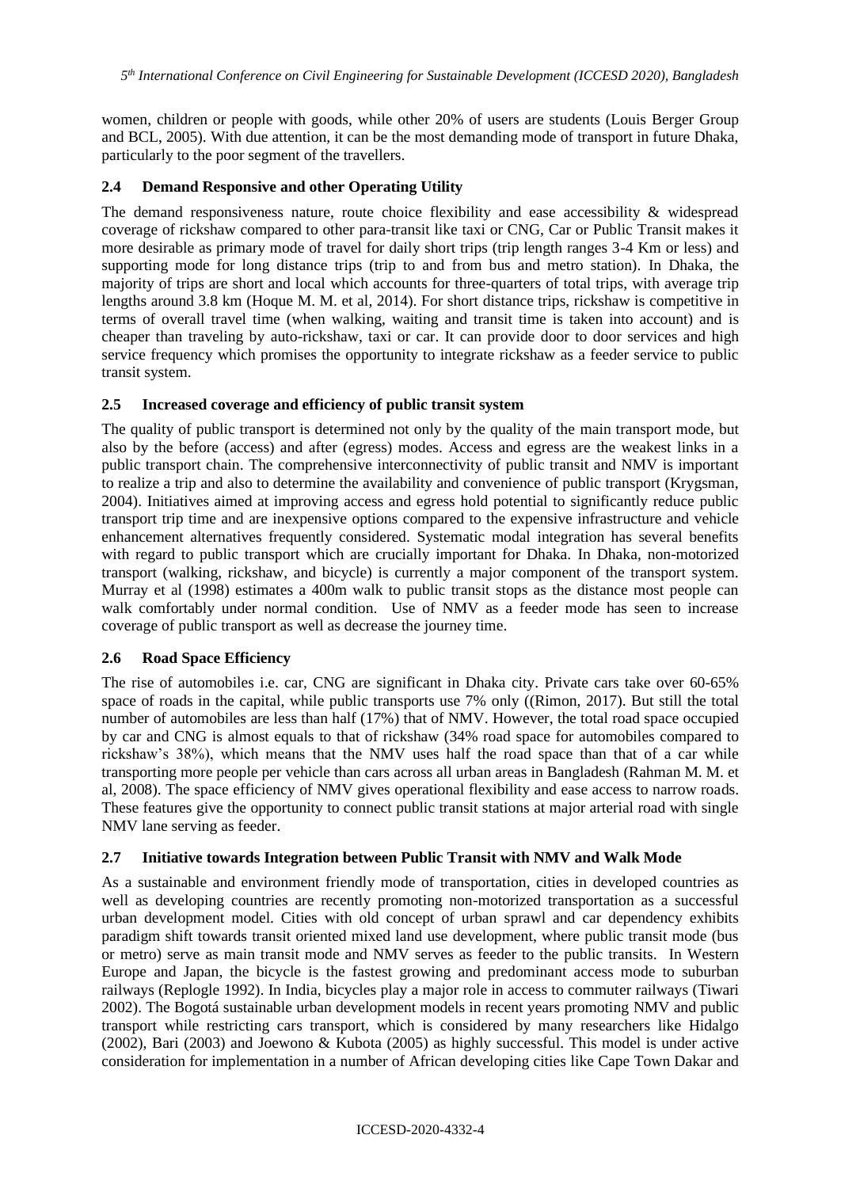women, children or people with goods, while other 20% of users are students (Louis Berger Group and BCL, 2005). With due attention, it can be the most demanding mode of transport in future Dhaka, particularly to the poor segment of the travellers.

### 2.4 Demand Responsive and other Operating Utility

The demand responsiveness nature, route choice flexibility and ease accessibility & widespread coverage of rickshaw compared to other para-transit like taxi or CNG, Car or Public Transit makes it more desirable as primary mode of travel for daily short trips (trip length ranges 3-4 Km or less) and supporting mode for long distance trips (trip to and from bus and metro station). In Dhaka, the majority of trips are short and local which accounts for three-quarters of total trips, with average trip lengths around 3.8 km (Hoque M. M. et al, 2014). For short distance trips, rickshaw is competitive in terms of overall travel time (when walking, waiting and transit time is taken into account) and is cheaper than traveling by auto-rickshaw, taxi or car. It can provide door to door services and high service frequency which promises the opportunity to integrate rickshaw as a feeder service to public transit system.

### 2.5 Increased coverage and efficiency of public transit system

The quality of public transport is determined not only by the quality of the main transport mode, but also by the before (access) and after (egress) modes. Access and egress are the weakest links in a public transport chain. The comprehensive interconnectivity of public transit and NMV is important to realize a trip and also to determine the availability and convenience of public transport (Krygsman, 2004). Initiatives aimed at improving access and egress hold potential to significantly reduce public transport trip time and are inexpensive options compared to the expensive infrastructure and vehicle enhancement alternatives frequently considered. Systematic modal integration has several benefits with regard to public transport which are crucially important for Dhaka. In Dhaka, non-motorized transport (walking, rickshaw, and bicycle) is currently a major component of the transport system. Murray et al (1998) estimates a 400m walk to public transit stops as the distance most people can walk comfortably under normal condition. Use of NMV as a feeder mode has seen to increase coverage of public transport as well as decrease the journey time.

### 2.6 Road Space Efficiency

The rise of automobiles i.e. car, CNG are significant in Dhaka city. Private cars take over 60-65% space of roads in the capital, while public transports use 7% only ((Rimon, 2017). But still the total number of automobiles are less than half (17%) that of NMV. However, the total road space occupied by car and CNG is almost equals to that of rickshaw (34% road space for automobiles compared to rickshaw's 38%), which means that the NMV uses half the road space than that of a car while transporting more people per vehicle than cars across all urban areas in Bangladesh (Rahman M. M. et al, 2008). The space efficiency of NMV gives operational flexibility and ease access to narrow roads. These features give the opportunity to connect public transit stations at major arterial road with single NMV lane serving as feeder.

### 2.7 Initiative towards Integration between Public Transit with NMV and Walk Mode

As a sustainable and environment friendly mode of transportation, cities in developed countries as well as developing countries are recently promoting non-motorized transportation as a successful urban development model. Cities with old concept of urban sprawl and car dependency exhibits paradigm shift towards transit oriented mixed land use development, where public transit mode (bus or metro) serve as main transit mode and NMV serves as feeder to the public transits. In Western Europe and Japan, the bicycle is the fastest growing and predominant access mode to suburban railways (Replogle 1992). In India, bicycles play a major role in access to commuter railways (Tiwari 2002). The Bogotá sustainable urban development models in recent years promoting NMV and public transport while restricting cars transport, which is considered by many researchers like Hidalgo (2002), Bari (2003) and Joewono & Kubota (2005) as highly successful. This model is under active consideration for implementation in a number of African developing cities like Cape Town Dakar and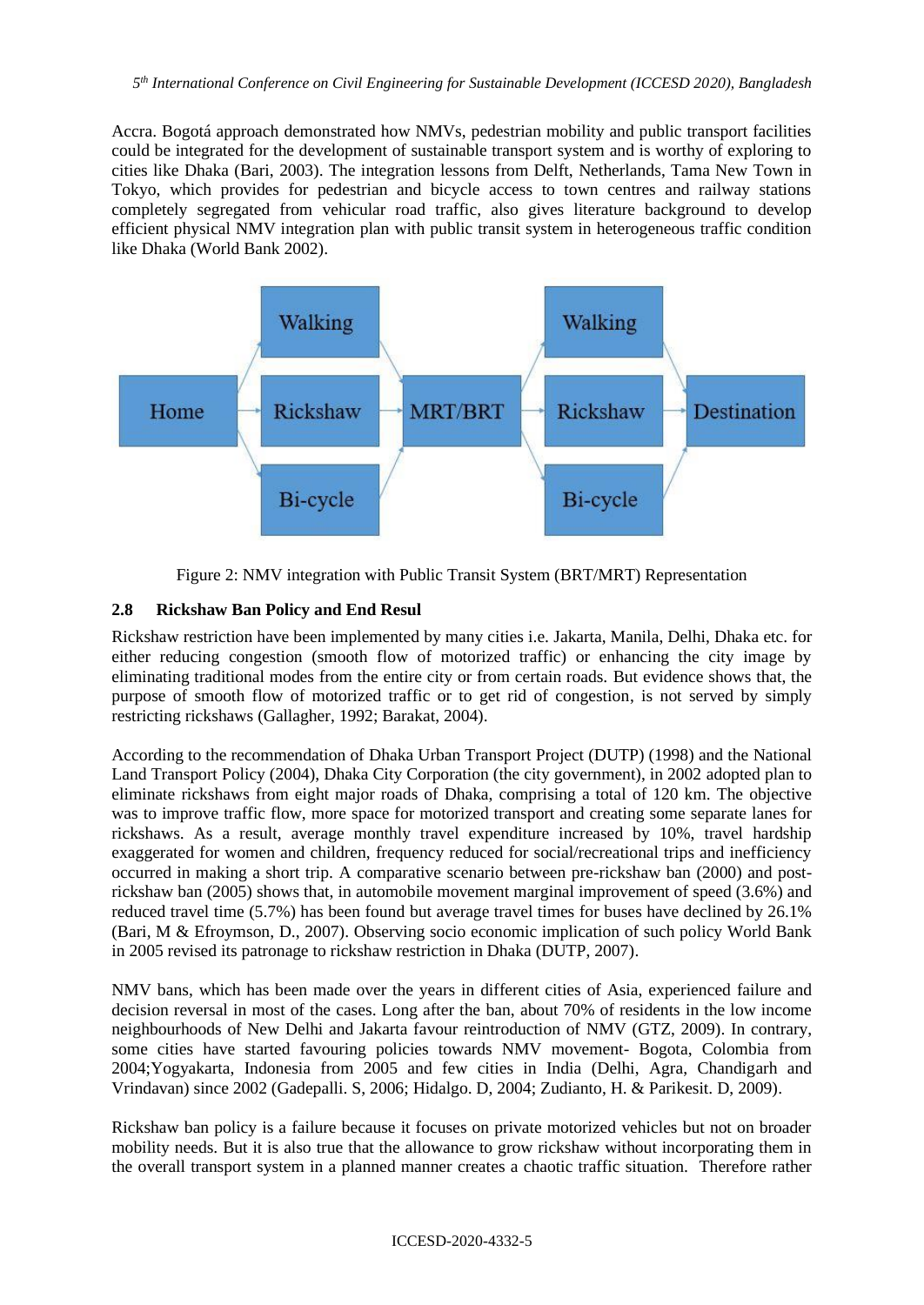Accra. Bogotá approach demonstrated how NMVs, pedestrian mobility and public transport facilities could be integrated for the development of sustainable transport system and is worthy of exploring to cities like Dhaka (Bari, 2003). The integration lessons from Delft, Netherlands, Tama New Town in Tokyo, which provides for pedestrian and bicycle access to town centres and railway stations completely segregated from vehicular road traffic, also gives literature background to develop efficient physical NMV integration plan with public transit system in heterogeneous traffic condition like Dhaka (World Bank 2002).

Figure 2: NMV integration with Public Transit System (BRT/MRT) Representation

## 2.8 Rickshaw Ban Policy and End Resul

Rickshaw restriction have been implemented by many cities i.e. Jakarta, Manila, Delhi, Dhaka etc. for either reducing congestion (smooth flow of motorized traffic) or enhancing the city image by eliminating traditional modes from the entire city or from certain roads. But evidence shows that, the purpose of smooth flow of motorized traffic or to get rid of congestion, is not served by simply restricting rickshaws (Gallagher, 1992; Barakat, 2004).

According to the recommendation of Dhaka Urban Transport Project (DUTP) (1998) and the National Land Transport Policy (2004), Dhaka City Corporation (the city government), in 2002 adopted plan to eliminate rickshaws from eight major roads of Dhaka, comprising a total of 120 km. The objective was to improve traffic flow, more space for motorized transport and creating some separate lanes for rickshaws. As a result, average monthly travel expenditure increased by 10%, travel hardship exaggerated for women and children, frequency reduced for social/recreational trips and inefficiency occurred in making a short trip. A comparative scenario between pre-rickshaw ban (2000) and post-rickshaw ban (2005) shows that, in automobile movement marginal improvement of speed (3.6%) and reduced travel time (5.7%) has been found but average travel times for buses have declined by 26.1% (Bari, M & Efroymson, D., 2007). Observing socio economic implication of such policy World Bank in 2005 revised its patronage to rickshaw restriction in Dhaka (DUTP, 2007).

NMV bans, which has been made over the years in different cities of Asia, experienced failure and decision reversal in most of the cases. Long after the ban, about 70% of residents in the low income neighbourhoods of New Delhi and Jakarta favour reintroduction of NMV (GTZ, 2009). In contrary, some cities have started favouring policies towards NMV movement- Bogota, Colombia from 2004;Yogyakarta, Indonesia from 2005 and few cities in India (Delhi, Agra, Chandigarh and Vrindavan) since 2002 (Gadepalli. S, 2006; Hidalgo. D, 2004; Zudianto, H. & Parikesit. D, 2009).

Rickshaw ban policy is a failure because it focuses on private motorized vehicles but not on broader mobility needs. But it is also true that the allowance to grow rickshaw without incorporating them in the overall transport system in a planned manner creates a chaotic traffic situation. Therefore rather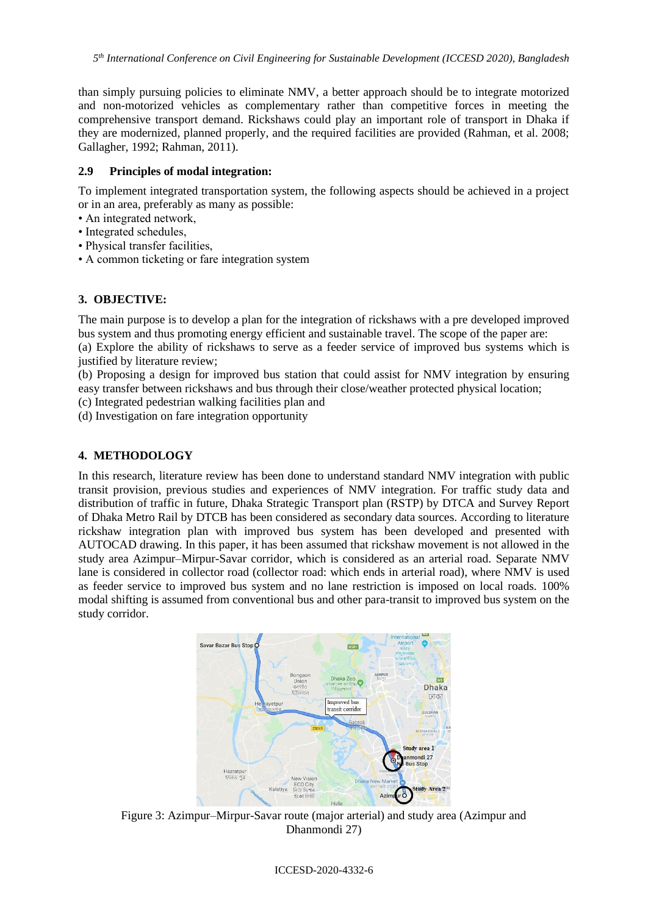than simply pursuing policies to eliminate NMV, a better approach should be to integrate motorized and non-motorized vehicles as complementary rather than competitive forces in meeting the comprehensive transport demand. Rickshaws could play an important role of transport in Dhaka if they are modernized, planned properly, and the required facilities are provided (Rahman, et al. 2008; Gallagher, 1992; Rahman, 2011).

### 2.9 Principles of modal integration:

To implement integrated transportation system, the following aspects should be achieved in a project or in an area, preferably as many as possible:

- An integrated network,
- Integrated schedules,
- Physical transfer facilities,
- A common ticketing or fare integration system

## 3. OBJECTIVE:

The main purpose is to develop a plan for the integration of rickshaws with a pre developed improved bus system and thus promoting energy efficient and sustainable travel. The scope of the paper are:

(a) Explore the ability of rickshaws to serve as a feeder service of improved bus systems which is justified by literature review;

(b) Proposing a design for improved bus station that could assist for NMV integration by ensuring easy transfer between rickshaws and bus through their close/weather protected physical location;

(c) Integrated pedestrian walking facilities plan and

(d) Investigation on fare integration opportunity

## 4. METHODOLOGY

In this research, literature review has been done to understand standard NMV integration with public transit provision, previous studies and experiences of NMV integration. For traffic study data and distribution of traffic in future, Dhaka Strategic Transport plan (RSTP) by DTCA and Survey Report of Dhaka Metro Rail by DTCB has been considered as secondary data sources. According to literature rickshaw integration plan with improved bus system has been developed and presented with AUTOCAD drawing. In this paper, it has been assumed that rickshaw movement is not allowed in the study area Azimpur–Mirpur-Savar corridor, which is considered as an arterial road. Separate NMV lane is considered in collector road (collector road: which ends in arterial road), where NMV is used as feeder service to improved bus system and no lane restriction is imposed on local roads. 100% modal shifting is assumed from conventional bus and other para-transit to improved bus system on the study corridor.

Figure 3: Azimpur–Mirpur-Savar route (major arterial) and study area (Azimpur and Dhanmondi 27)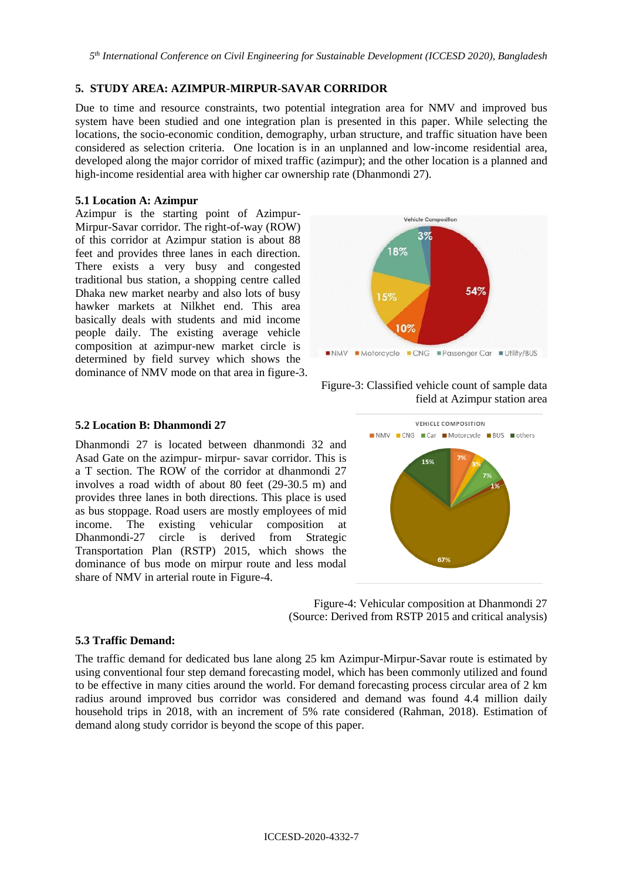## 5. STUDY AREA: AZIMPUR-MIRPUR-SAVAR CORRIDOR

Due to time and resource constraints, two potential integration area for NMV and improved bus system have been studied and one integration plan is presented in this paper. While selecting the locations, the socio-economic condition, demography, urban structure, and traffic situation have been considered as selection criteria. One location is in an unplanned and low-income residential area, developed along the major corridor of mixed traffic (azimpur); and the other location is a planned and high-income residential area with higher car ownership rate (Dhanmondi 27).

### 5.1 Location A: Azimpur

Azimpur is the starting point of Azimpur-Mirpur-Savar corridor. The right-of-way (ROW) of this corridor at Azimpur station is about 88 feet and provides three lanes in each direction. There exists a very busy and congested traditional bus station, a shopping centre called Dhaka new market nearby and also lots of busy hawker markets at Nilkhet end. This area basically deals with students and mid income people daily. The existing average vehicle composition at azimpur-new market circle is determined by field survey which shows the dominance of NMV mode on that area in figure-3.

Figure-3: Classified vehicle count of sample data field at Azimpur station area

### 5.2 Location B: Dhanmondi 27

Dhanmondi 27 is located between dhanmondi 32 and Asad Gate on the azimpur- mirpur- savar corridor. This is a T section. The ROW of the corridor at dhanmondi 27 involves a road width of about 80 feet (29-30.5 m) and provides three lanes in both directions. This place is used as bus stoppage. Road users are mostly employees of mid income. The existing vehicular composition at Dhanmondi-27 circle is derived from Strategic Transportation Plan (RSTP) 2015, which shows the dominance of bus mode on mirpur route and less modal share of NMV in arterial route in Figure-4.

Figure-4: Vehicular composition at Dhanmondi 27 (Source: Derived from RSTP 2015 and critical analysis)

### 5.3 Traffic Demand:

The traffic demand for dedicated bus lane along 25 km Azimpur-Mirpur-Savar route is estimated by using conventional four step demand forecasting model, which has been commonly utilized and found to be effective in many cities around the world. For demand forecasting process circular area of 2 km radius around improved bus corridor was considered and demand was found 4.4 million daily household trips in 2018, with an increment of 5% rate considered (Rahman, 2018). Estimation of demand along study corridor is beyond the scope of this paper.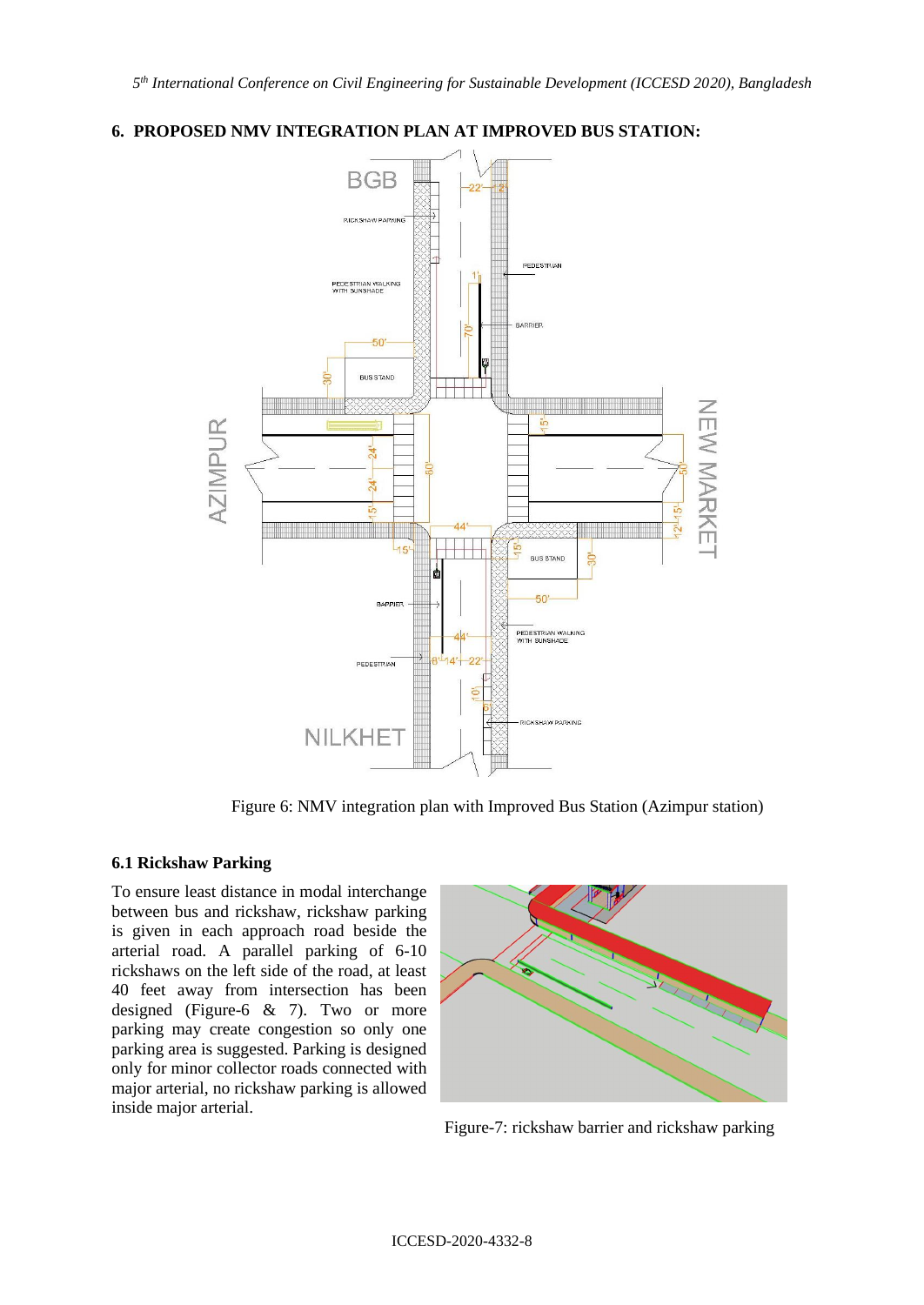## 6. PROPOSED NMV INTEGRATION PLAN AT IMPROVED BUS STATION:

Figure 6: NMV integration plan with Improved Bus Station (Azimpur station)

### 6.1 Rickshaw Parking

To ensure least distance in modal interchange between bus and rickshaw, rickshaw parking is given in each approach road beside the arterial road. A parallel parking of 6-10 rickshaws on the left side of the road, at least 40 feet away from intersection has been designed (Figure-6 & 7). Two or more parking may create congestion so only one parking area is suggested. Parking is designed only for minor collector roads connected with major arterial, no rickshaw parking is allowed inside major arterial.

Figure-7: rickshaw barrier and rickshaw parking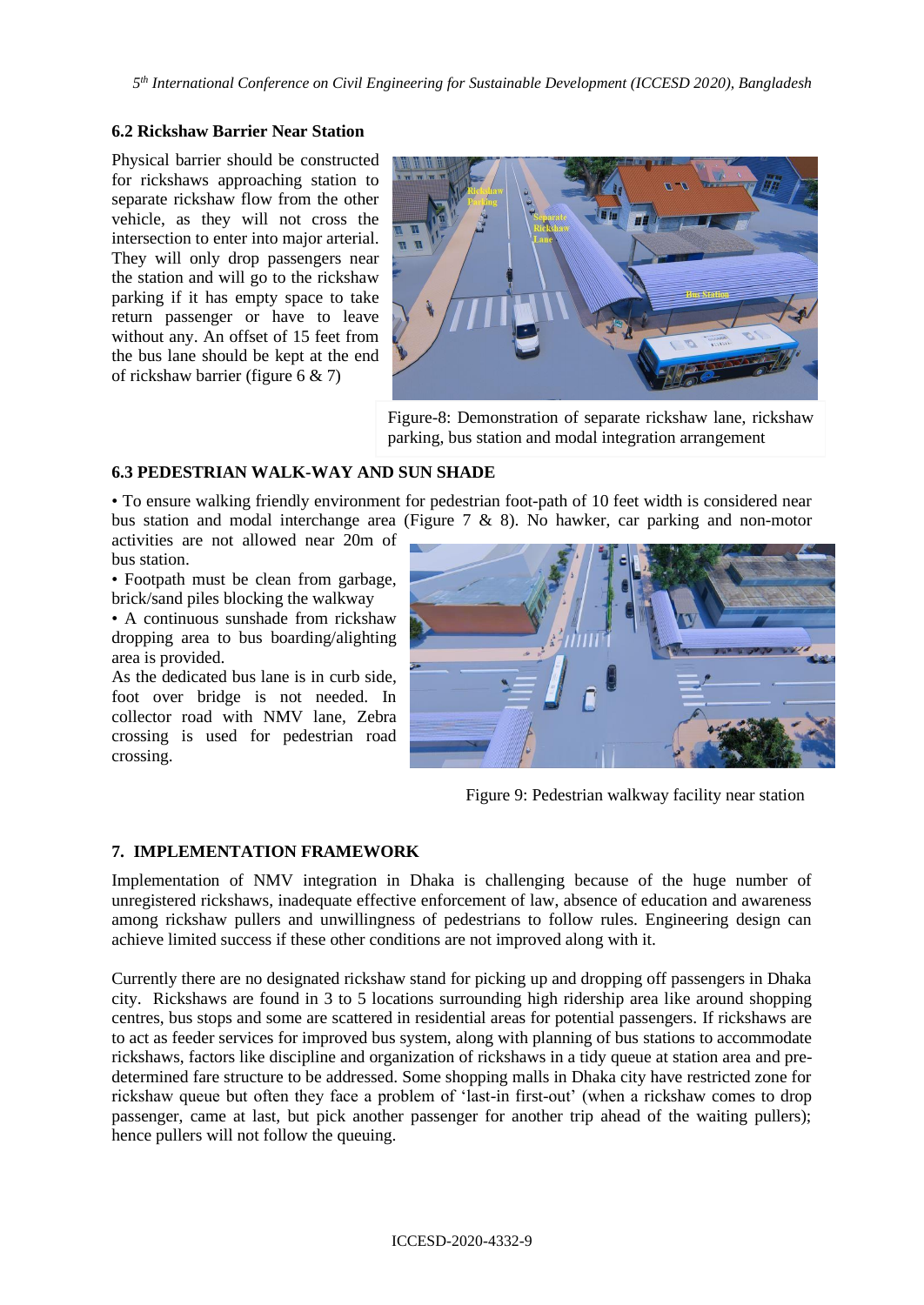### 6.2 Rickshaw Barrier Near Station

Physical barrier should be constructed for rickshaws approaching station to separate rickshaw flow from the other vehicle, as they will not cross the intersection to enter into major arterial. They will only drop passengers near the station and will go to the rickshaw parking if it has empty space to take return passenger or have to leave without any. An offset of 15 feet from the bus lane should be kept at the end of rickshaw barrier (figure 6 & 7)

Figure-8: Demonstration of separate rickshaw lane, rickshaw parking, bus station and modal integration arrangement

### 6.3 PEDESTRIAN WALK-WAY AND SUN SHADE

- To ensure walking friendly environment for pedestrian foot-path of 10 feet width is considered near bus station and modal interchange area (Figure 7 & 8). No hawker, car parking and non-motor activities are not allowed near 20m of bus station.
- Footpath must be clean from garbage, brick/sand piles blocking the walkway
- A continuous sunshade from rickshaw dropping area to bus boarding/alighting area is provided.

As the dedicated bus lane is in curb side, foot over bridge is not needed. In collector road with NMV lane, Zebra crossing is used for pedestrian road crossing.

Figure 9: Pedestrian walkway facility near station

## 7. IMPLEMENTATION FRAMEWORK

Implementation of NMV integration in Dhaka is challenging because of the huge number of unregistered rickshaws, inadequate effective enforcement of law, absence of education and awareness among rickshaw pullers and unwillingness of pedestrians to follow rules. Engineering design can achieve limited success if these other conditions are not improved along with it.

Currently there are no designated rickshaw stand for picking up and dropping off passengers in Dhaka city. Rickshaws are found in 3 to 5 locations surrounding high ridership area like around shopping centres, bus stops and some are scattered in residential areas for potential passengers. If rickshaws are to act as feeder services for improved bus system, along with planning of bus stations to accommodate rickshaws, factors like discipline and organization of rickshaws in a tidy queue at station area and pre-determined fare structure to be addressed. Some shopping malls in Dhaka city have restricted zone for rickshaw queue but often they face a problem of 'last-in first-out' (when a rickshaw comes to drop passenger, came at last, but pick another passenger for another trip ahead of the waiting pullers); hence pullers will not follow the queuing.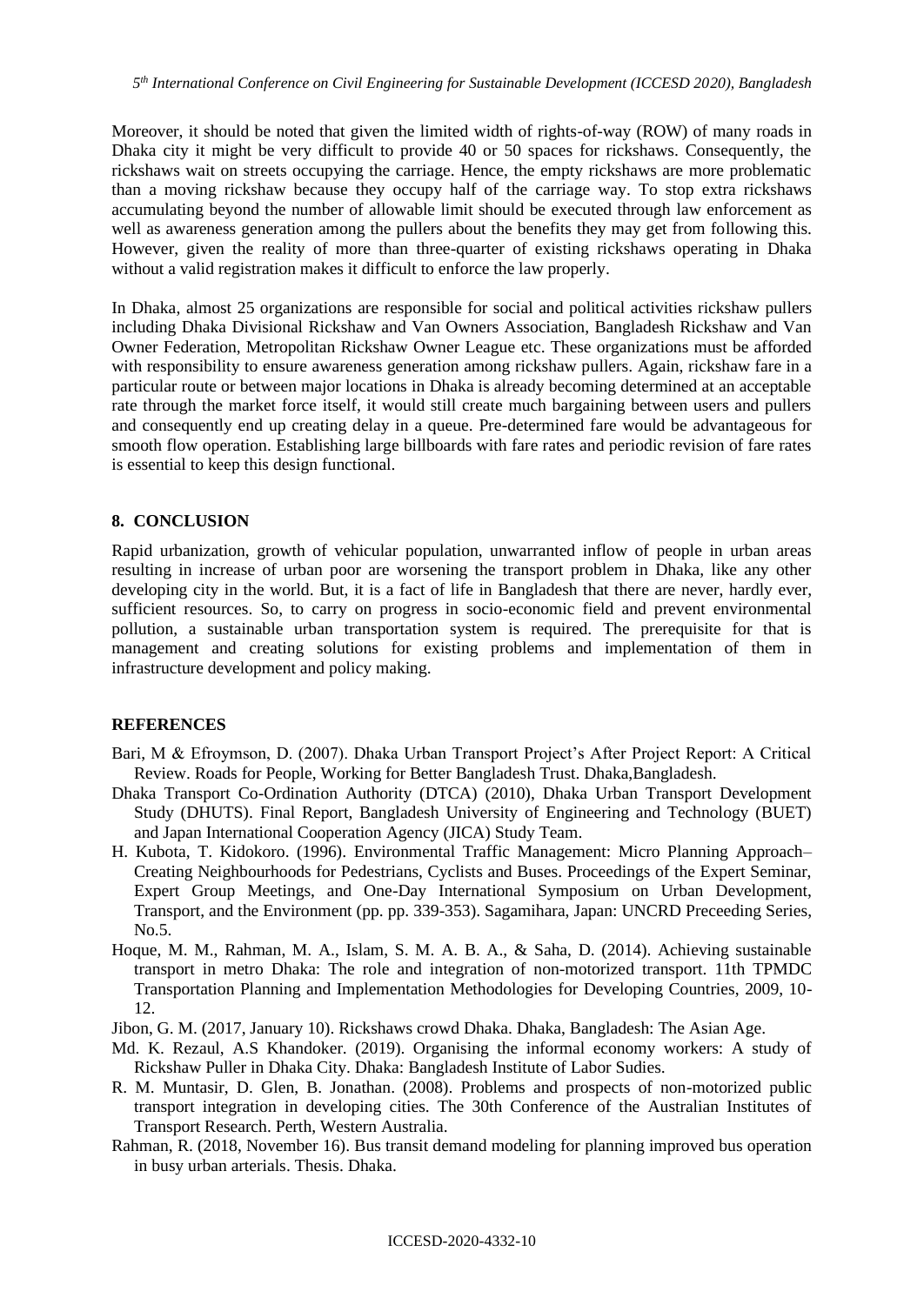Moreover, it should be noted that given the limited width of rights-of-way (ROW) of many roads in Dhaka city it might be very difficult to provide 40 or 50 spaces for rickshaws. Consequently, the rickshaws wait on streets occupying the carriage. Hence, the empty rickshaws are more problematic than a moving rickshaw because they occupy half of the carriage way. To stop extra rickshaws accumulating beyond the number of allowable limit should be executed through law enforcement as well as awareness generation among the pullers about the benefits they may get from following this. However, given the reality of more than three-quarter of existing rickshaws operating in Dhaka without a valid registration makes it difficult to enforce the law properly.

In Dhaka, almost 25 organizations are responsible for social and political activities rickshaw pullers including Dhaka Divisional Rickshaw and Van Owners Association, Bangladesh Rickshaw and Van Owner Federation, Metropolitan Rickshaw Owner League etc. These organizations must be afforded with responsibility to ensure awareness generation among rickshaw pullers. Again, rickshaw fare in a particular route or between major locations in Dhaka is already becoming determined at an acceptable rate through the market force itself, it would still create much bargaining between users and pullers and consequently end up creating delay in a queue. Pre-determined fare would be advantageous for smooth flow operation. Establishing large billboards with fare rates and periodic revision of fare rates is essential to keep this design functional.

## 8. CONCLUSION

Rapid urbanization, growth of vehicular population, unwarranted inflow of people in urban areas resulting in increase of urban poor are worsening the transport problem in Dhaka, like any other developing city in the world. But, it is a fact of life in Bangladesh that there are never, hardly ever, sufficient resources. So, to carry on progress in socio-economic field and prevent environmental pollution, a sustainable urban transportation system is required. The prerequisite for that is management and creating solutions for existing problems and implementation of them in infrastructure development and policy making.

## REFERENCES

Bari, M & Efroymson, D. (2007). Dhaka Urban Transport Project's After Project Report: A Critical Review. Roads for People, Working for Better Bangladesh Trust. Dhaka,Bangladesh.

Dhaka Transport Co-Ordination Authority (DTCA) (2010), Dhaka Urban Transport Development Study (DHUTS). Final Report, Bangladesh University of Engineering and Technology (BUET) and Japan International Cooperation Agency (JICA) Study Team.

H. Kubota, T. Kidokoro. (1996). Environmental Traffic Management: Micro Planning Approach– Creating Neighbourhoods for Pedestrians, Cyclists and Buses. Proceedings of the Expert Seminar, Expert Group Meetings, and One-Day International Symposium on Urban Development, Transport, and the Environment (pp. pp. 339-353). Sagamihara, Japan: UNCRD Preceeding Series, No.5.

Hoque, M. M., Rahman, M. A., Islam, S. M. A. B. A., & Saha, D. (2014). Achieving sustainable transport in metro Dhaka: The role and integration of non-motorized transport. 11th TPMDC Transportation Planning and Implementation Methodologies for Developing Countries, 2009, 10-12.

Jibon, G. M. (2017, January 10). Rickshaws crowd Dhaka. Dhaka, Bangladesh: The Asian Age.

Md. K. Rezaul, A.S Khandoker. (2019). Organising the informal economy workers: A study of Rickshaw Puller in Dhaka City. Dhaka: Bangladesh Institute of Labor Sudies.

R. M. Muntasir, D. Glen, B. Jonathan. (2008). Problems and prospects of non-motorized public transport integration in developing cities. The 30th Conference of the Australian Institutes of Transport Research. Perth, Western Australia.

Rahman, R. (2018, November 16). Bus transit demand modeling for planning improved bus operation in busy urban arterials. Thesis. Dhaka.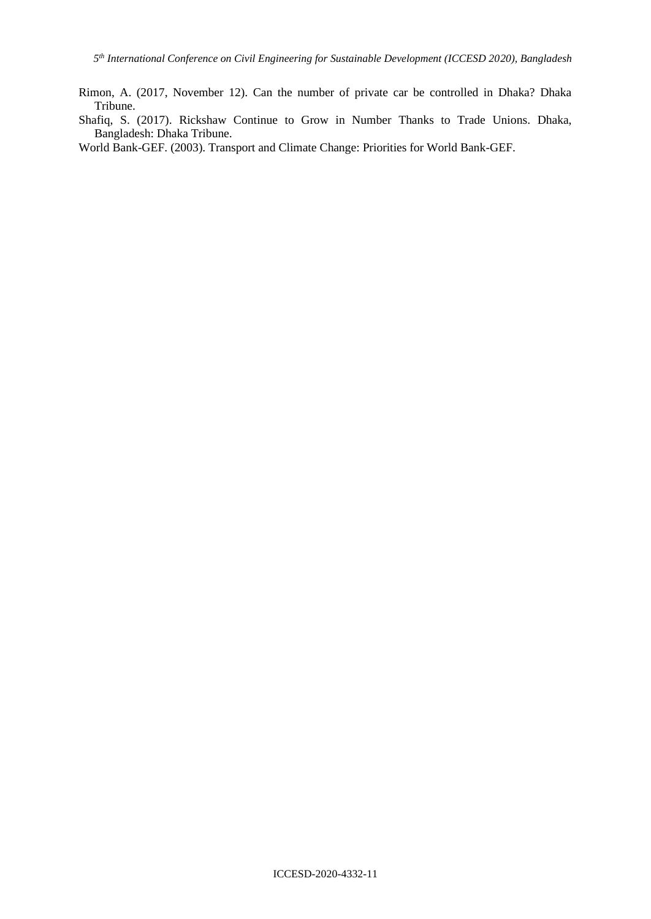Rimon, A. (2017, November 12). Can the number of private car be controlled in Dhaka? Dhaka Tribune.

Shafiq, S. (2017). Rickshaw Continue to Grow in Number Thanks to Trade Unions. Dhaka, Bangladesh: Dhaka Tribune.

World Bank-GEF. (2003). Transport and Climate Change: Priorities for World Bank-GEF.